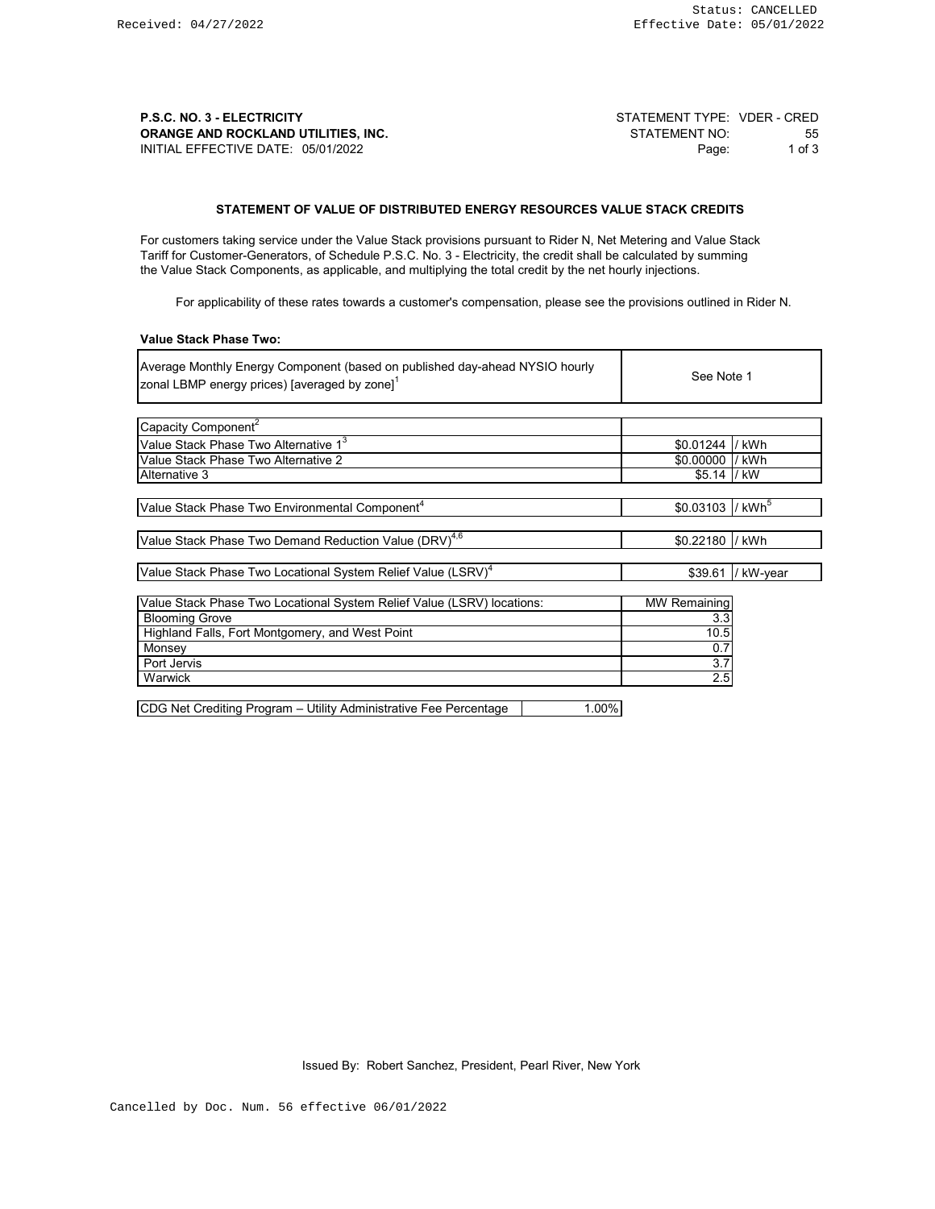Received: 04/27/2022

Status: CANCELLED
Effective Date: 05/01/2022

**P.S.C. NO. 3 - ELECTRICITY**
**ORANGE AND ROCKLAND UTILITIES, INC.**
INITIAL EFFECTIVE DATE: 05/01/2022

STATEMENT TYPE: VDER - CRED
STATEMENT NO: 55

### STATEMENT OF VALUE OF DISTRIBUTED ENERGY RESOURCES VALUE STACK CREDITS

For customers taking service under the Value Stack provisions pursuant to Rider N, Net Metering and Value Stack Tariff for Customer-Generators, of Schedule P.S.C. No. 3 - Electricity, the credit shall be calculated by summing the Value Stack Components, as applicable, and multiplying the total credit by the net hourly injections.

For applicability of these rates towards a customer's compensation, please see the provisions outlined in Rider N.

**Value Stack Phase Two:**

| Component | Value |
|---|---|
| Average Monthly Energy Component (based on published day-ahead NYSIO hourly zonal LBMP energy prices) [averaged by zone][1] | See Note 1 |

| Component | Rate | Unit |
|---|---|---|
| Capacity Component[2] | | |
| Value Stack Phase Two Alternative 1[3] | $0.01244 | / kWh |
| Value Stack Phase Two Alternative 2 | $0.00000 | / kWh |
| Alternative 3 | $5.14 | / kW |

| Component | Rate | Unit |
|---|---|---|
| Value Stack Phase Two Environmental Component[4] | $0.03103 | / kWh[5] |

| Component | Rate | Unit |
|---|---|---|
| Value Stack Phase Two Demand Reduction Value (DRV)[4,6] | $0.22180 | / kWh |

| Component | Rate | Unit |
|---|---|---|
| Value Stack Phase Two Locational System Relief Value (LSRV)[4] | $39.61 | / kW-year |

| Value Stack Phase Two Locational System Relief Value (LSRV) locations: | MW Remaining |
|---|---|
| Blooming Grove | 3.3 |
| Highland Falls, Fort Montgomery, and West Point | 10.5 |
| Monsey | 0.7 |
| Port Jervis | 3.7 |
| Warwick | 2.5 |

| CDG Net Crediting Program – Utility Administrative Fee Percentage | 1.00% |
|---|---|

Issued By: Robert Sanchez, President, Pearl River, New York

Cancelled by Doc. Num. 56 effective 06/01/2022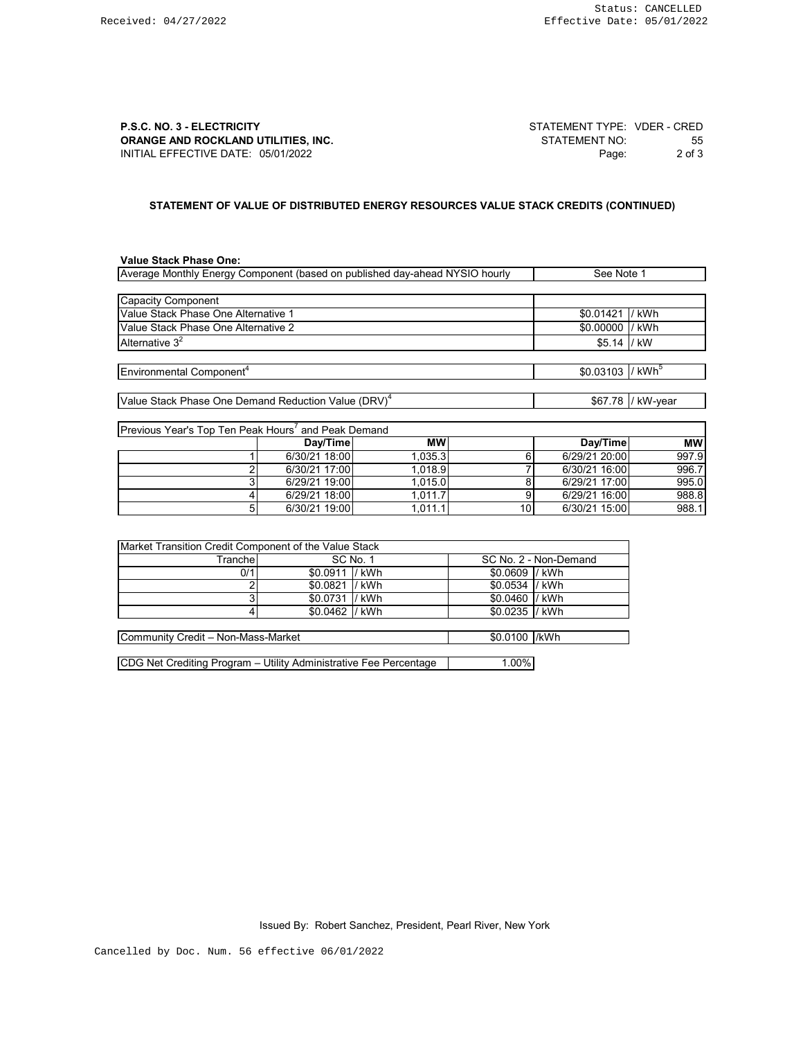**P.S.C. NO. 3 - ELECTRICITY**
**ORANGE AND ROCKLAND UTILITIES, INC.**
INITIAL EFFECTIVE DATE: 05/01/2022

STATEMENT TYPE: VDER - CRED
STATEMENT NO: 55

## STATEMENT OF VALUE OF DISTRIBUTED ENERGY RESOURCES VALUE STACK CREDITS (CONTINUED)

**Value Stack Phase One:**

| Average Monthly Energy Component (based on published day-ahead NYSIO hourly | See Note 1 |
|---|---|

| Capacity Component | | |
|---|---|---|
| Value Stack Phase One Alternative 1 | $0.01421 | / kWh |
| Value Stack Phase One Alternative 2 | $0.00000 | / kWh |
| Alternative 3[2] | $5.14 | / kW |

| Environmental Component[4] | $0.03103 | / kWh[5] |
|---|---|---|

| Value Stack Phase One Demand Reduction Value (DRV)[4] | $67.78 | / kW-year |
|---|---|---|

| Previous Year's Top Ten Peak Hours[7] and Peak Demand | | | | | |
|---|---|---|---|---|---|
| | Day/Time | MW | | Day/Time | MW |
| 1 | 6/30/21 18:00 | 1,035.3 | 6 | 6/29/21 20:00 | 997.9 |
| 2 | 6/30/21 17:00 | 1,018.9 | 7 | 6/30/21 16:00 | 996.7 |
| 3 | 6/29/21 19:00 | 1,015.0 | 8 | 6/29/21 17:00 | 995.0 |
| 4 | 6/29/21 18:00 | 1,011.7 | 9 | 6/29/21 16:00 | 988.8 |
| 5 | 6/30/21 19:00 | 1,011.1 | 10 | 6/30/21 15:00 | 988.1 |

| Market Transition Credit Component of the Value Stack | | |
|---|---|---|
| Tranche | SC No. 1 | SC No. 2 - Non-Demand |
| 0/1 | $0.0911 / kWh | $0.0609 / kWh |
| 2 | $0.0821 / kWh | $0.0534 / kWh |
| 3 | $0.0731 / kWh | $0.0460 / kWh |
| 4 | $0.0462 / kWh | $0.0235 / kWh |

| Community Credit – Non-Mass-Market | $0.0100 /kWh |
|---|---|

| CDG Net Crediting Program – Utility Administrative Fee Percentage | 1.00% |
|---|---|

Issued By: Robert Sanchez, President, Pearl River, New York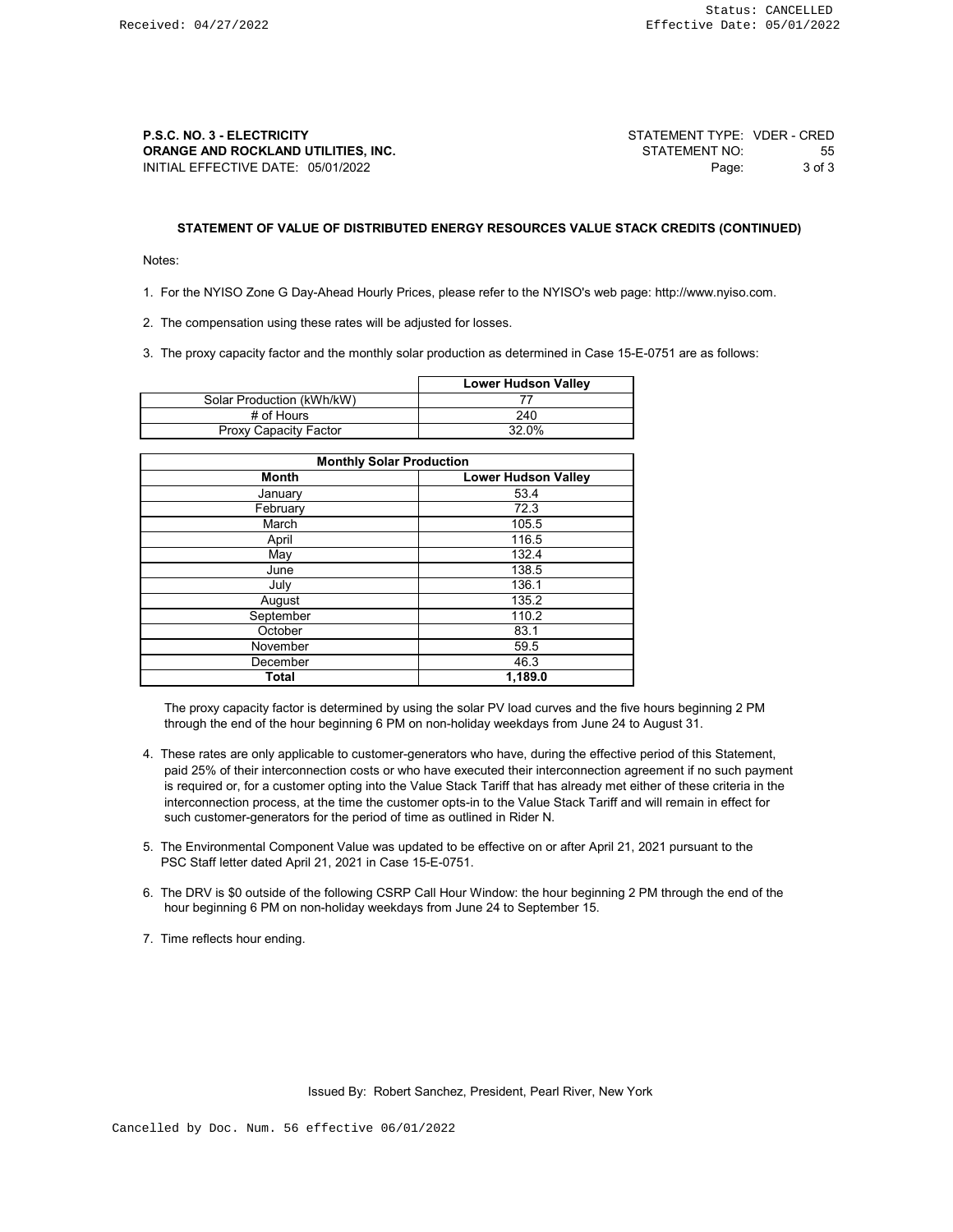**P.S.C. NO. 3 - ELECTRICITY**
**ORANGE AND ROCKLAND UTILITIES, INC.**
INITIAL EFFECTIVE DATE: 05/01/2022

STATEMENT TYPE: VDER - CRED
STATEMENT NO: 55

### STATEMENT OF VALUE OF DISTRIBUTED ENERGY RESOURCES VALUE STACK CREDITS (CONTINUED)

Notes:

1. For the NYISO Zone G Day-Ahead Hourly Prices, please refer to the NYISO's web page: http://www.nyiso.com.

2. The compensation using these rates will be adjusted for losses.

3. The proxy capacity factor and the monthly solar production as determined in Case 15-E-0751 are as follows:

| | **Lower Hudson Valley** |
|---|---|
| Solar Production (kWh/kW) | 77 |
| # of Hours | 240 |
| Proxy Capacity Factor | 32.0% |

| **Monthly Solar Production** | |
|---|---|
| **Month** | **Lower Hudson Valley** |
| January | 53.4 |
| February | 72.3 |
| March | 105.5 |
| April | 116.5 |
| May | 132.4 |
| June | 138.5 |
| July | 136.1 |
| August | 135.2 |
| September | 110.2 |
| October | 83.1 |
| November | 59.5 |
| December | 46.3 |
| **Total** | **1,189.0** |

The proxy capacity factor is determined by using the solar PV load curves and the five hours beginning 2 PM through the end of the hour beginning 6 PM on non-holiday weekdays from June 24 to August 31.

4. These rates are only applicable to customer-generators who have, during the effective period of this Statement, paid 25% of their interconnection costs or who have executed their interconnection agreement if no such payment is required or, for a customer opting into the Value Stack Tariff that has already met either of these criteria in the interconnection process, at the time the customer opts-in to the Value Stack Tariff and will remain in effect for such customer-generators for the period of time as outlined in Rider N.

5. The Environmental Component Value was updated to be effective on or after April 21, 2021 pursuant to the PSC Staff letter dated April 21, 2021 in Case 15-E-0751.

6. The DRV is $0 outside of the following CSRP Call Hour Window: the hour beginning 2 PM through the end of the hour beginning 6 PM on non-holiday weekdays from June 24 to September 15.

7. Time reflects hour ending.

Issued By: Robert Sanchez, President, Pearl River, New York